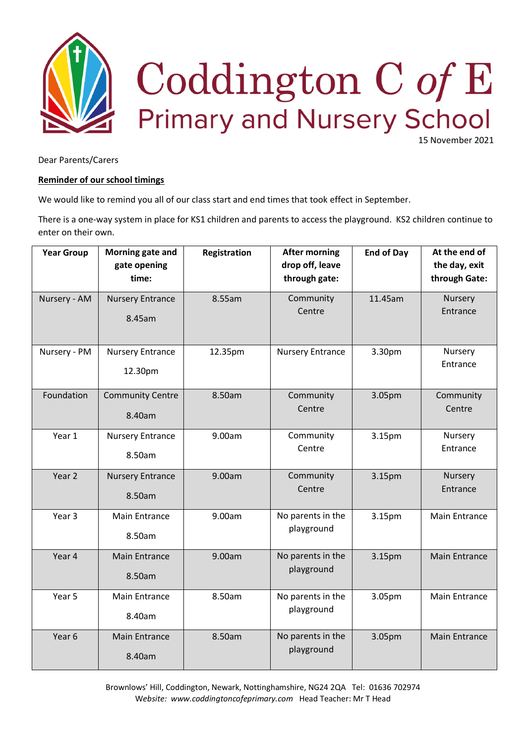# Coddington C of E

## Primary and Nursery School

15 November 2021

Dear Parents/Carers

**Reminder of our school timings**

We would like to remind you all of our class start and end times that took effect in September.

There is a one-way system in place for KS1 children and parents to access the playground. KS2 children continue to enter on their own.

| Year Group | Morning gate and gate opening time: | Registration | After morning drop off, leave through gate: | End of Day | At the end of the day, exit through Gate: |
|---|---|---|---|---|---|
| Nursery - AM | Nursery Entrance 8.45am | 8.55am | Community Centre | 11.45am | Nursery Entrance |
| Nursery - PM | Nursery Entrance 12.30pm | 12.35pm | Nursery Entrance | 3.30pm | Nursery Entrance |
| Foundation | Community Centre 8.40am | 8.50am | Community Centre | 3.05pm | Community Centre |
| Year 1 | Nursery Entrance 8.50am | 9.00am | Community Centre | 3.15pm | Nursery Entrance |
| Year 2 | Nursery Entrance 8.50am | 9.00am | Community Centre | 3.15pm | Nursery Entrance |
| Year 3 | Main Entrance 8.50am | 9.00am | No parents in the playground | 3.15pm | Main Entrance |
| Year 4 | Main Entrance 8.50am | 9.00am | No parents in the playground | 3.15pm | Main Entrance |
| Year 5 | Main Entrance 8.40am | 8.50am | No parents in the playground | 3.05pm | Main Entrance |
| Year 6 | Main Entrance 8.40am | 8.50am | No parents in the playground | 3.05pm | Main Entrance |

Brownlows' Hill, Coddington, Newark, Nottinghamshire, NG24 2QA Tel: 01636 702974
Website: *www.coddingtoncofeprimary.com* Head Teacher: Mr T Head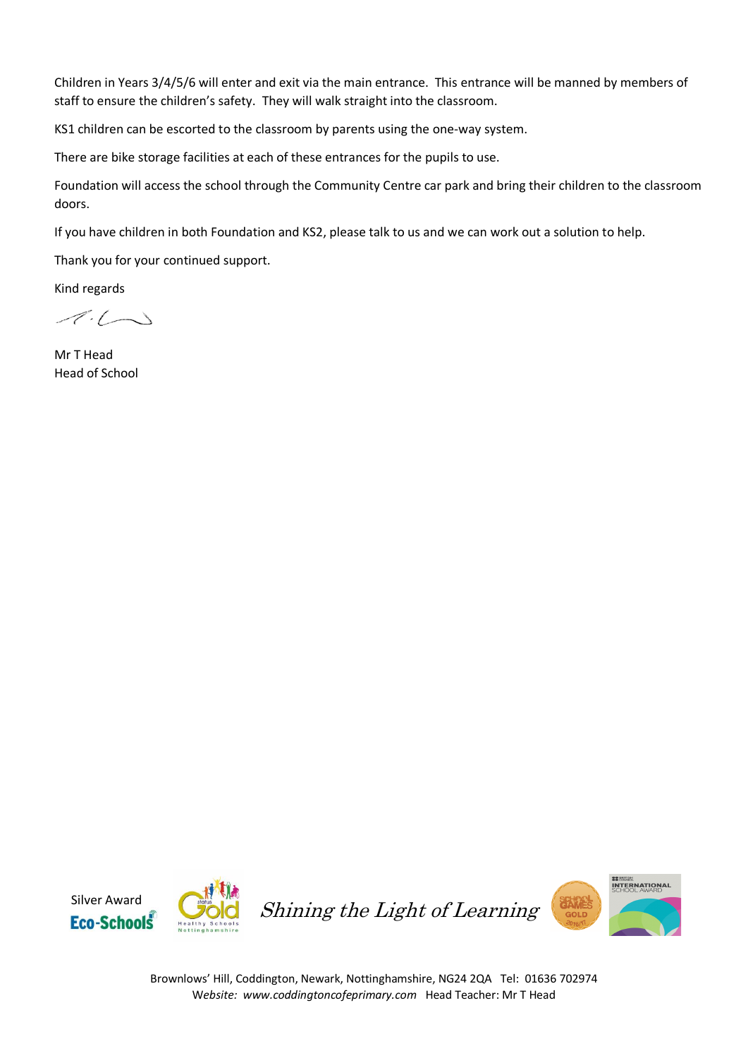Children in Years 3/4/5/6 will enter and exit via the main entrance. This entrance will be manned by members of staff to ensure the children's safety. They will walk straight into the classroom.

KS1 children can be escorted to the classroom by parents using the one-way system.

There are bike storage facilities at each of these entrances for the pupils to use.

Foundation will access the school through the Community Centre car park and bring their children to the classroom doors.

If you have children in both Foundation and KS2, please talk to us and we can work out a solution to help.

Thank you for your continued support.

Kind regards

Mr T Head
Head of School

Silver Award Eco-Schools

*Shining the Light of Learning*

Brownlows' Hill, Coddington, Newark, Nottinghamshire, NG24 2QA Tel: 01636 702974
Website: *www.coddingtoncofeprimary.com* Head Teacher: Mr T Head